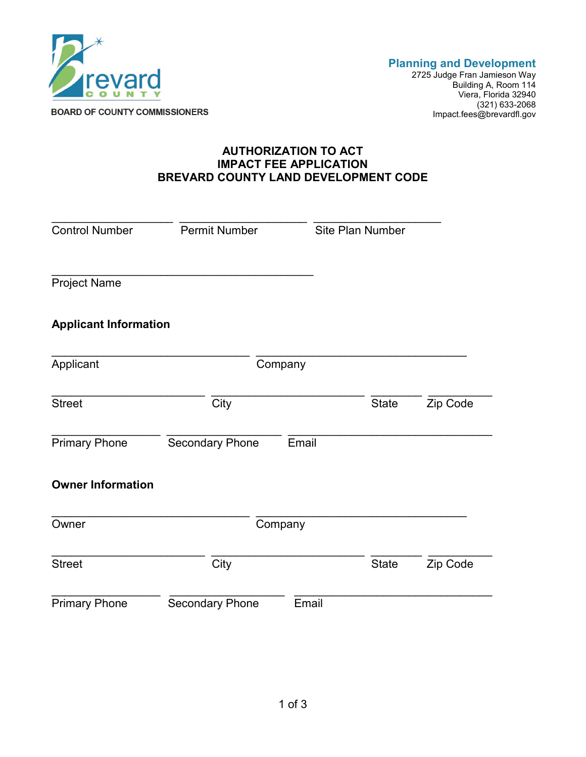Brevard County

BOARD OF COUNTY COMMISSIONERS

**Planning and Development**
2725 Judge Fran Jamieson Way
Building A, Room 114
Viera, Florida 32940
(321) 633-2068
Impact.fees@brevardfl.gov

# AUTHORIZATION TO ACT
# IMPACT FEE APPLICATION
# BREVARD COUNTY LAND DEVELOPMENT CODE

\_\_\_\_\_\_\_\_\_\_\_\_\_\_\_\_\_\_\_\_ \_\_\_\_\_\_\_\_\_\_\_\_\_\_\_\_\_\_\_\_ \_\_\_\_\_\_\_\_\_\_\_\_\_\_\_\_\_\_\_\_
Control Number | Permit Number | Site Plan Number

\_\_\_\_\_\_\_\_\_\_\_\_\_\_\_\_\_\_\_\_\_\_\_\_\_\_\_\_\_\_\_\_\_\_\_\_\_\_\_\_
Project Name

**Applicant Information**

\_\_\_\_\_\_\_\_\_\_\_\_\_\_\_\_\_\_\_\_\_\_\_\_\_\_\_\_\_\_ \_\_\_\_\_\_\_\_\_\_\_\_\_\_\_\_\_\_\_\_\_\_\_\_\_\_\_\_\_\_
Applicant | Company

\_\_\_\_\_\_\_\_\_\_\_\_\_\_\_\_\_\_\_\_\_\_\_\_ \_\_\_\_\_\_\_\_\_\_\_\_\_\_\_\_\_\_\_\_\_\_\_\_ \_\_\_\_\_\_\_\_ \_\_\_\_\_\_\_\_\_\_
Street | City | State | Zip Code

\_\_\_\_\_\_\_\_\_\_\_\_\_\_\_\_\_ \_\_\_\_\_\_\_\_\_\_\_\_\_\_\_\_\_\_ \_\_\_\_\_\_\_\_\_\_\_\_\_\_\_\_\_\_\_\_\_\_\_\_\_\_\_\_\_\_
Primary Phone | Secondary Phone | Email

**Owner Information**

\_\_\_\_\_\_\_\_\_\_\_\_\_\_\_\_\_\_\_\_\_\_\_\_\_\_\_\_\_\_ \_\_\_\_\_\_\_\_\_\_\_\_\_\_\_\_\_\_\_\_\_\_\_\_\_\_\_\_\_\_
Owner | Company

\_\_\_\_\_\_\_\_\_\_\_\_\_\_\_\_\_\_\_\_\_\_\_\_ \_\_\_\_\_\_\_\_\_\_\_\_\_\_\_\_\_\_\_\_\_\_\_\_ \_\_\_\_\_\_\_\_ \_\_\_\_\_\_\_\_\_\_
Street | City | State | Zip Code

\_\_\_\_\_\_\_\_\_\_\_\_\_\_\_\_\_ \_\_\_\_\_\_\_\_\_\_\_\_\_\_\_\_\_\_ \_\_\_\_\_\_\_\_\_\_\_\_\_\_\_\_\_\_\_\_\_\_\_\_\_\_\_\_\_\_
Primary Phone | Secondary Phone | Email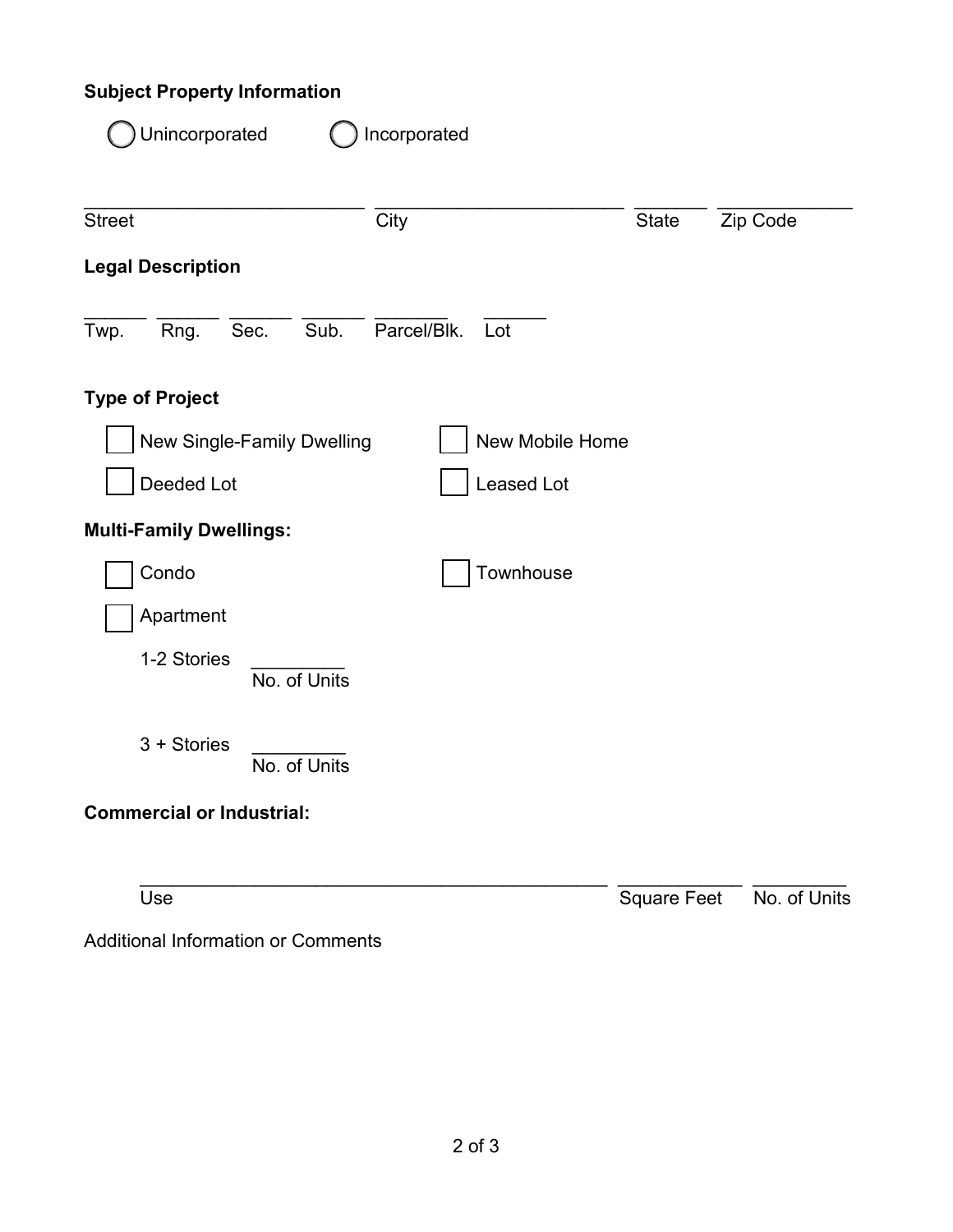**Subject Property Information**

◯ Unincorporated ◯ Incorporated

| ____________________ | ____________________ | ________ | ____________ |
|---|---|---|---|
| Street | City | State | Zip Code |

**Legal Description**

| ______ | ______ | ______ | ______ | _______ | ______ |
|---|---|---|---|---|---|
| Twp. | Rng. | Sec. | Sub. | Parcel/Blk. | Lot |

**Type of Project**

☐ New Single-Family Dwelling ☐ New Mobile Home

☐ Deeded Lot ☐ Leased Lot

**Multi-Family Dwellings:**

☐ Condo ☐ Townhouse

☐ Apartment

1-2 Stories _________ No. of Units

3 + Stories _________ No. of Units

**Commercial or Industrial:**

| ______________________________________ | ____________ | _________ |
|---|---|---|
| Use | Square Feet | No. of Units |

Additional Information or Comments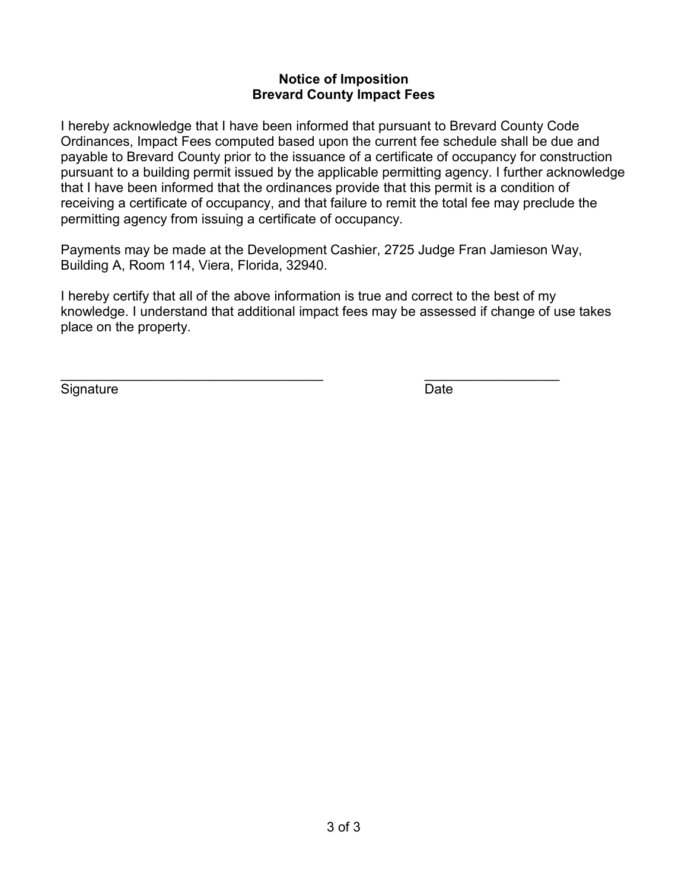**Notice of Imposition**
**Brevard County Impact Fees**

I hereby acknowledge that I have been informed that pursuant to Brevard County Code Ordinances, Impact Fees computed based upon the current fee schedule shall be due and payable to Brevard County prior to the issuance of a certificate of occupancy for construction pursuant to a building permit issued by the applicable permitting agency. I further acknowledge that I have been informed that the ordinances provide that this permit is a condition of receiving a certificate of occupancy, and that failure to remit the total fee may preclude the permitting agency from issuing a certificate of occupancy.

Payments may be made at the Development Cashier, 2725 Judge Fran Jamieson Way, Building A, Room 114, Viera, Florida, 32940.

I hereby certify that all of the above information is true and correct to the best of my knowledge. I understand that additional impact fees may be assessed if change of use takes place on the property.

___________________________________ __________________
Signature Date